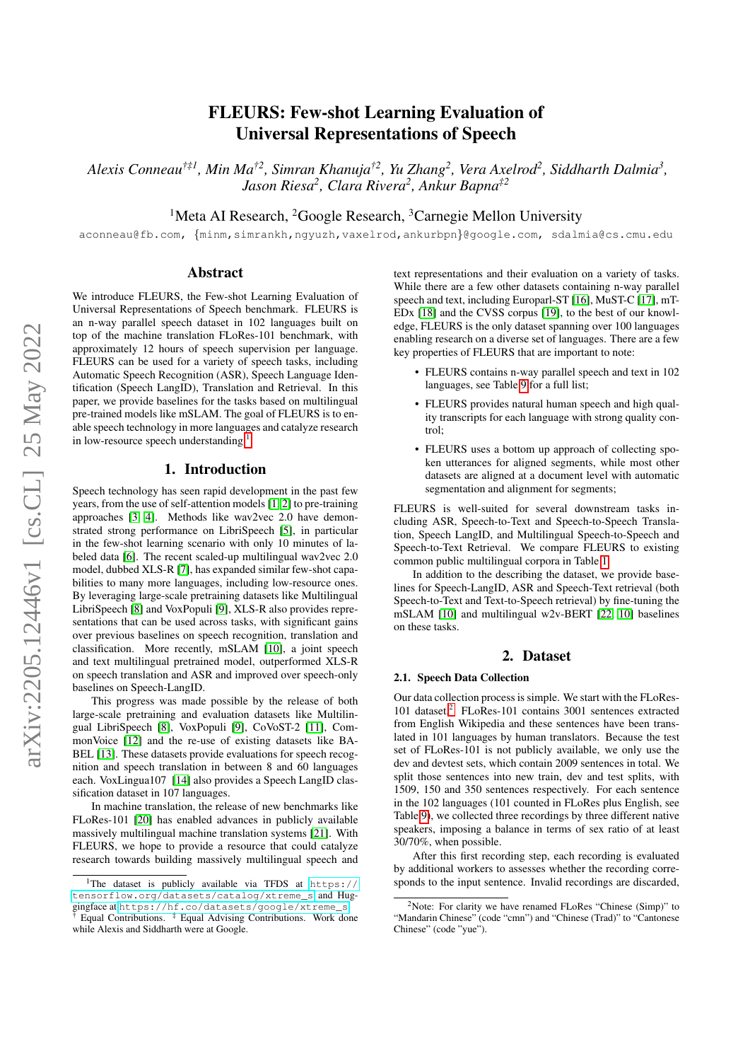# FLEURS: Few-shot Learning Evaluation of Universal Representations of Speech

*Alexis Conneau[†‡1], Min Ma[†2], Simran Khanuja[†2], Yu Zhang[2], Vera Axelrod[2], Siddharth Dalmia[3], Jason Riesa[2], Clara Rivera[2], Ankur Bapna[‡2]*

[1]Meta AI Research, [2]Google Research, [3]Carnegie Mellon University

aconneau@fb.com, {minm,simrankh,ngyuzh,vaxelrod,ankurbpn}@google.com, sdalmia@cs.cmu.edu

## Abstract

We introduce FLEURS, the Few-shot Learning Evaluation of Universal Representations of Speech benchmark. FLEURS is an n-way parallel speech dataset in 102 languages built on top of the machine translation FLoRes-101 benchmark, with approximately 12 hours of speech supervision per language. FLEURS can be used for a variety of speech tasks, including Automatic Speech Recognition (ASR), Speech Language Identification (Speech LangID), Translation and Retrieval. In this paper, we provide baselines for the tasks based on multilingual pre-trained models like mSLAM. The goal of FLEURS is to enable speech technology in more languages and catalyze research in low-resource speech understanding[1].

## 1. Introduction

Speech technology has seen rapid development in the past few years, from the use of self-attention models [1, 2] to pre-training approaches [3, 4]. Methods like wav2vec 2.0 have demonstrated strong performance on LibriSpeech [5], in particular in the few-shot learning scenario with only 10 minutes of labeled data [6]. The recent scaled-up multilingual wav2vec 2.0 model, dubbed XLS-R [7], has expanded similar few-shot capabilities to many more languages, including low-resource ones. By leveraging large-scale pretraining datasets like Multilingual LibriSpeech [8] and VoxPopuli [9], XLS-R also provides representations that can be used across tasks, with significant gains over previous baselines on speech recognition, translation and classification. More recently, mSLAM [10], a joint speech and text multilingual pretrained model, outperformed XLS-R on speech translation and ASR and improved over speech-only baselines on Speech-LangID.

This progress was made possible by the release of both large-scale pretraining and evaluation datasets like Multilingual LibriSpeech [8], VoxPopuli [9], CoVoST-2 [11], CommonVoice [12] and the re-use of existing datasets like BABEL [13]. These datasets provide evaluations for speech recognition and speech translation in between 8 and 60 languages each. VoxLingua107 [14] also provides a Speech LangID classification dataset in 107 languages.

In machine translation, the release of new benchmarks like FLoRes-101 [20] has enabled advances in publicly available massively multilingual machine translation systems [21]. With FLEURS, we hope to provide a resource that could catalyze research towards building massively multilingual speech and text representations and their evaluation on a variety of tasks. While there are a few other datasets containing n-way parallel speech and text, including Europarl-ST [16], MuST-C [17], mTEDx [18] and the CVSS corpus [19], to the best of our knowledge, FLEURS is the only dataset spanning over 100 languages enabling research on a diverse set of languages. There are a few key properties of FLEURS that are important to note:

- FLEURS contains n-way parallel speech and text in 102 languages, see Table 9 for a full list;
- FLEURS provides natural human speech and high quality transcripts for each language with strong quality control;
- FLEURS uses a bottom up approach of collecting spoken utterances for aligned segments, while most other datasets are aligned at a document level with automatic segmentation and alignment for segments;

FLEURS is well-suited for several downstream tasks including ASR, Speech-to-Text and Speech-to-Speech Translation, Speech LangID, and Multilingual Speech-to-Speech and Speech-to-Text Retrieval. We compare FLEURS to existing common public multilingual corpora in Table 1.

In addition to the describing the dataset, we provide baselines for Speech-LangID, ASR and Speech-Text retrieval (both Speech-to-Text and Text-to-Speech retrieval) by fine-tuning the mSLAM [10] and multilingual w2v-BERT [22, 10] baselines on these tasks.

## 2. Dataset

### 2.1. Speech Data Collection

Our data collection process is simple. We start with the FLoRes-101 dataset[2]. FLoRes-101 contains 3001 sentences extracted from English Wikipedia and these sentences have been translated in 101 languages by human translators. Because the test set of FLoRes-101 is not publicly available, we only use the dev and devtest sets, which contain 2009 sentences in total. We split those sentences into new train, dev and test splits, with 1509, 150 and 350 sentences respectively. For each sentence in the 102 languages (101 counted in FLoRes plus English, see Table 9), we collected three recordings by three different native speakers, imposing a balance in terms of sex ratio of at least 30/70%, when possible.

After this first recording step, each recording is evaluated by additional workers to assesses whether the recording corresponds to the input sentence. Invalid recordings are discarded,

[1]The dataset is publicly available via TFDS at https://tensorflow.org/datasets/catalog/xtreme_s and Hugginface at https://hf.co/datasets/google/xtreme_s
[†] Equal Contributions. [‡] Equal Advising Contributions. Work done while Alexis and Siddharth were at Google.

[2]Note: For clarity we have renamed FLoRes "Chinese (Simp)" to "Mandarin Chinese" (code "cmn") and "Chinese (Trad)" to "Cantonese Chinese" (code "yue").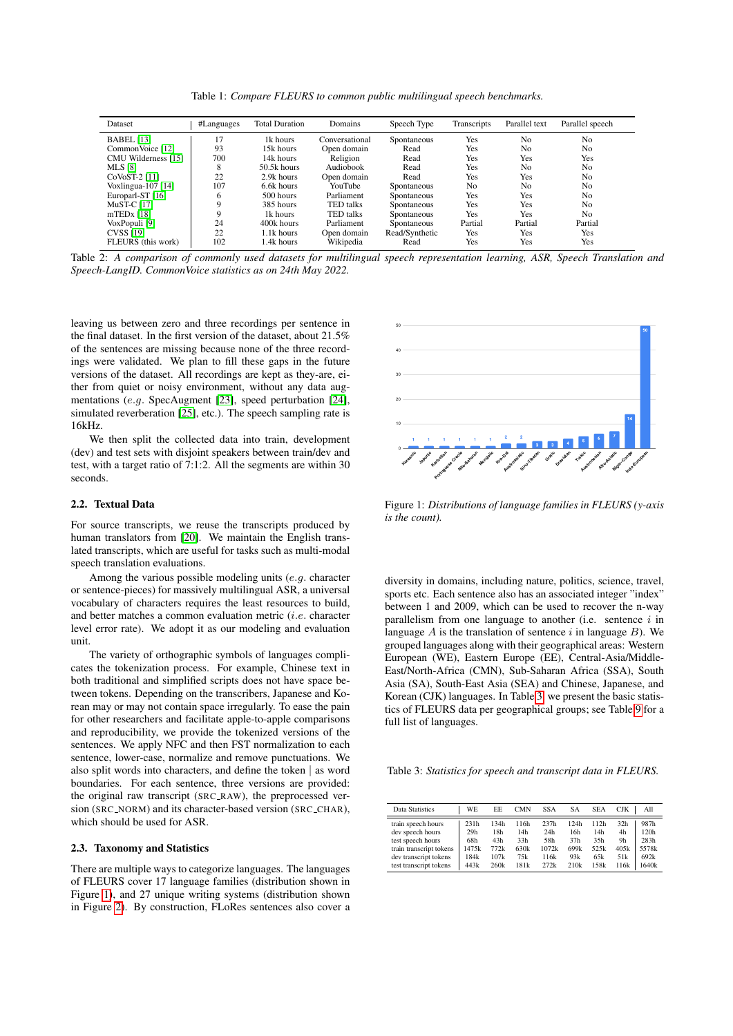Table 1: *Compare FLEURS to common public multilingual speech benchmarks.*

| Dataset | #Languages | Total Duration | Domains | Speech Type | Transcripts | Parallel text | Parallel speech |
|---|---|---|---|---|---|---|---|
| BABEL [13] | 17 | 1k hours | Conversational | Spontaneous | Yes | No | No |
| CommonVoice [12] | 93 | 15k hours | Open domain | Read | Yes | No | No |
| CMU Wilderness [15] | 700 | 14k hours | Religion | Read | Yes | Yes | Yes |
| MLS [8] | 8 | 50.5k hours | Audiobook | Read | Yes | No | No |
| CoVoST-2 [11] | 22 | 2.9k hours | Open domain | Read | Yes | Yes | No |
| Voxlingua-107 [14] | 107 | 6.6k hours | YouTube | Spontaneous | No | No | No |
| Europarl-ST [16] | 6 | 500 hours | Parliament | Spontaneous | Yes | Yes | No |
| MuST-C [17] | 9 | 385 hours | TED talks | Spontaneous | Yes | Yes | No |
| mTEDx [18] | 9 | 1k hours | TED talks | Spontaneous | Yes | Yes | No |
| VoxPopuli [9] | 24 | 400k hours | Parliament | Spontaneous | Partial | Partial | Partial |
| CVSS [19] | 22 | 1.1k hours | Open domain | Read/Synthetic | Yes | Yes | Yes |
| FLEURS (this work) | 102 | 1.4k hours | Wikipedia | Read | Yes | Yes | Yes |

Table 2: *A comparison of commonly used datasets for multilingual speech representation learning, ASR, Speech Translation and Speech-LangID. CommonVoice statistics as on 24th May 2022.*

leaving us between zero and three recordings per sentence in the final dataset. In the first version of the dataset, about 21.5% of the sentences are missing because none of the three recordings were validated. We plan to fill these gaps in the future versions of the dataset. All recordings are kept as they-are, either from quiet or noisy environment, without any data augmentations (*e.g.* SpecAugment [23], speed perturbation [24], simulated reverberation [25], etc.). The speech sampling rate is 16kHz.

We then split the collected data into train, development (dev) and test sets with disjoint speakers between train/dev and test, with a target ratio of 7:1:2. All the segments are within 30 seconds.

### 2.2. Textual Data

For source transcripts, we reuse the transcripts produced by human translators from [20]. We maintain the English translated transcripts, which are useful for tasks such as multi-modal speech translation evaluations.

Among the various possible modeling units (*e.g.* character or sentence-pieces) for massively multilingual ASR, a universal vocabulary of characters requires the least resources to build, and better matches a common evaluation metric (*i.e.* character level error rate). We adopt it as our modeling and evaluation unit.

The variety of orthographic symbols of languages complicates the tokenization process. For example, Chinese text in both traditional and simplified scripts does not have space between tokens. Depending on the transcribers, Japanese and Korean may or may not contain space irregularly. To ease the pain for other researchers and facilitate apple-to-apple comparisons and reproducibility, we provide the tokenized versions of the sentences. We apply NFC and then FST normalization to each sentence, lower-case, normalize and remove punctuations. We also split words into characters, and define the token | as word boundaries. For each sentence, three versions are provided: the original raw transcript (SRC_RAW), the preprocessed version (SRC_NORM) and its character-based version (SRC_CHAR), which should be used for ASR.

### 2.3. Taxonomy and Statistics

There are multiple ways to categorize languages. The languages of FLEURS cover 17 language families (distribution shown in Figure 1), and 27 unique writing systems (distribution shown in Figure 2). By construction, FLoRes sentences also cover a

Figure 1: *Distributions of language families in FLEURS (y-axis is the count).*

diversity in domains, including nature, politics, science, travel, sports etc. Each sentence also has an associated integer "index" between 1 and 2009, which can be used to recover the n-way parallelism from one language to another (i.e. sentence $i$ in language $A$ is the translation of sentence $i$ in language $B$). We grouped languages along with their geographical areas: Western European (WE), Eastern Europe (EE), Central-Asia/Middle-East/North-Africa (CMN), Sub-Saharan Africa (SSA), South Asia (SA), South-East Asia (SEA) and Chinese, Japanese, and Korean (CJK) languages. In Table 3, we present the basic statistics of FLEURS data per geographical groups; see Table 9 for a full list of languages.

Table 3: *Statistics for speech and transcript data in FLEURS.*

| Data Statistics | WE | EE | CMN | SSA | SA | SEA | CJK | All |
|---|---|---|---|---|---|---|---|---|
| train speech hours | 231h | 134h | 116h | 237h | 124h | 112h | 32h | 987h |
| dev speech hours | 29h | 18h | 14h | 24h | 16h | 14h | 4h | 120h |
| test speech hours | 68h | 43h | 33h | 58h | 37h | 35h | 9h | 283h |
| train transcript tokens | 1475k | 772k | 630k | 1072k | 699k | 525k | 405k | 5578k |
| dev transcript tokens | 184k | 107k | 75k | 116k | 93k | 65k | 51k | 692k |
| test transcript tokens | 443k | 260k | 181k | 272k | 210k | 158k | 116k | 1640k |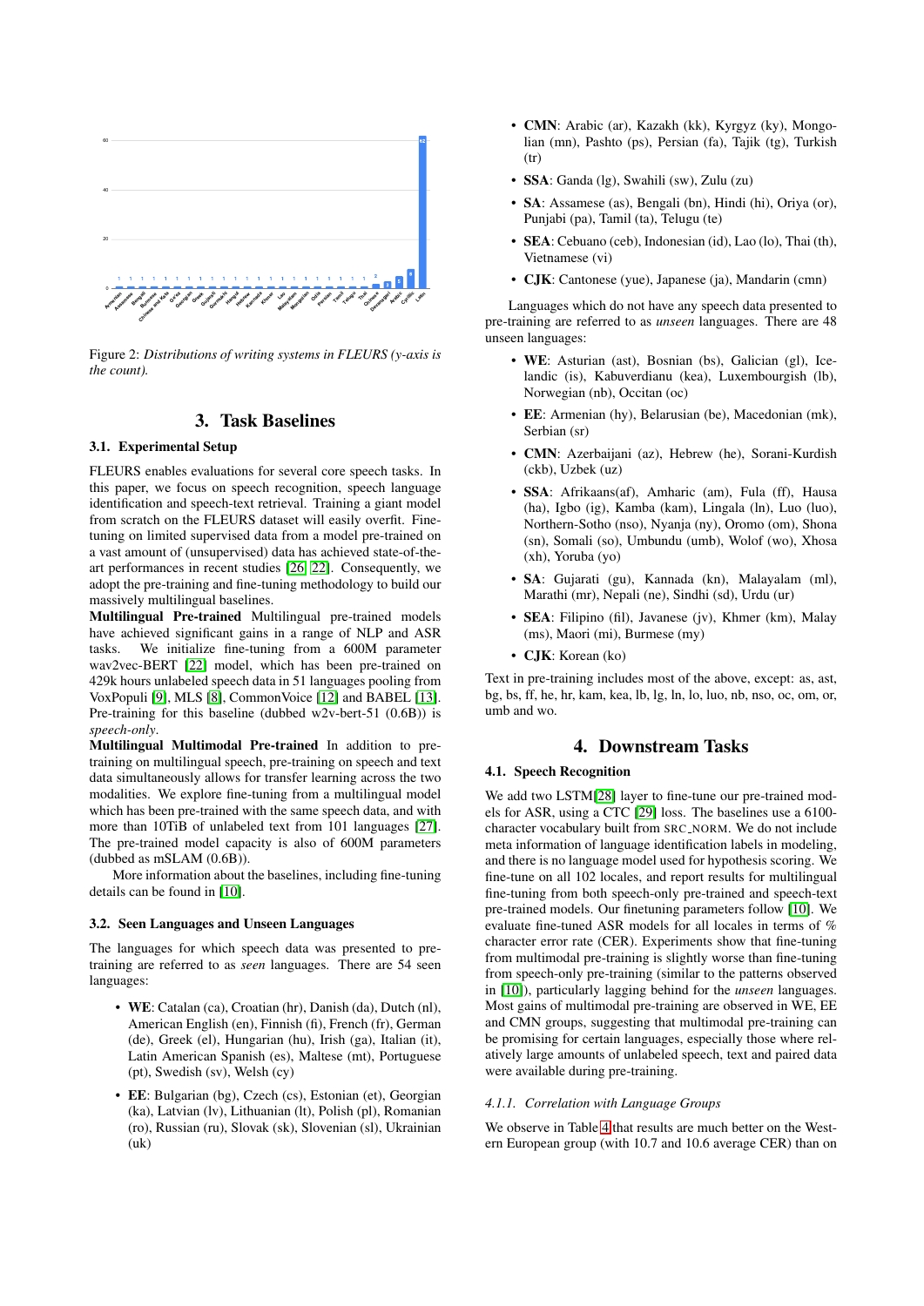Figure 2: *Distributions of writing systems in FLEURS (y-axis is the count).*

## 3. Task Baselines

### 3.1. Experimental Setup

FLEURS enables evaluations for several core speech tasks. In this paper, we focus on speech recognition, speech language identification and speech-text retrieval. Training a giant model from scratch on the FLEURS dataset will easily overfit. Fine-tuning on limited supervised data from a model pre-trained on a vast amount of (unsupervised) data has achieved state-of-the-art performances in recent studies [26] [22]. Consequently, we adopt the pre-training and fine-tuning methodology to build our massively multilingual baselines.

**Multilingual Pre-trained** Multilingual pre-trained models have achieved significant gains in a range of NLP and ASR tasks. We initialize fine-tuning from a 600M parameter wav2vec-BERT [22] model, which has been pre-trained on 429k hours unlabeled speech data in 51 languages pooling from VoxPopuli [9], MLS [8], CommonVoice [12] and BABEL [13]. Pre-training for this baseline (dubbed w2v-bert-51 (0.6B)) is *speech-only*.

**Multilingual Multimodal Pre-trained** In addition to pre-training on multilingual speech, pre-training on speech and text data simultaneously allows for transfer learning across the two modalities. We explore fine-tuning from a multilingual model which has been pre-trained with the same speech data, and with more than 10TiB of unlabeled text from 101 languages [27]. The pre-trained model capacity is also of 600M parameters (dubbed as mSLAM (0.6B)).

More information about the baselines, including fine-tuning details can be found in [10].

### 3.2. Seen Languages and Unseen Languages

The languages for which speech data was presented to pre-training are referred to as *seen* languages. There are 54 seen languages:

- **WE**: Catalan (ca), Croatian (hr), Danish (da), Dutch (nl), American English (en), Finnish (fi), French (fr), German (de), Greek (el), Hungarian (hu), Irish (ga), Italian (it), Latin American Spanish (es), Maltese (mt), Portuguese (pt), Swedish (sv), Welsh (cy)
- **EE**: Bulgarian (bg), Czech (cs), Estonian (et), Georgian (ka), Latvian (lv), Lithuanian (lt), Polish (pl), Romanian (ro), Russian (ru), Slovak (sk), Slovenian (sl), Ukrainian (uk)
- **CMN**: Arabic (ar), Kazakh (kk), Kyrgyz (ky), Mongolian (mn), Pashto (ps), Persian (fa), Tajik (tg), Turkish (tr)
- **SSA**: Ganda (lg), Swahili (sw), Zulu (zu)
- **SA**: Assamese (as), Bengali (bn), Hindi (hi), Oriya (or), Punjabi (pa), Tamil (ta), Telugu (te)
- **SEA**: Cebuano (ceb), Indonesian (id), Lao (lo), Thai (th), Vietnamese (vi)
- **CJK**: Cantonese (yue), Japanese (ja), Mandarin (cmn)

Languages which do not have any speech data presented to pre-training are referred to as *unseen* languages. There are 48 unseen languages:

- **WE**: Asturian (ast), Bosnian (bs), Galician (gl), Icelandic (is), Kabuverdianu (kea), Luxembourgish (lb), Norwegian (nb), Occitan (oc)
- **EE**: Armenian (hy), Belarusian (be), Macedonian (mk), Serbian (sr)
- **CMN**: Azerbaijani (az), Hebrew (he), Sorani-Kurdish (ckb), Uzbek (uz)
- **SSA**: Afrikaans(af), Amharic (am), Fula (ff), Hausa (ha), Igbo (ig), Kamba (kam), Lingala (ln), Luo (luo), Northern-Sotho (nso), Nyanja (ny), Oromo (om), Shona (sn), Somali (so), Umbundu (umb), Wolof (wo), Xhosa (xh), Yoruba (yo)
- **SA**: Gujarati (gu), Kannada (kn), Malayalam (ml), Marathi (mr), Nepali (ne), Sindhi (sd), Urdu (ur)
- **SEA**: Filipino (fil), Javanese (jv), Khmer (km), Malay (ms), Maori (mi), Burmese (my)
- **CJK**: Korean (ko)

Text in pre-training includes most of the above, except: as, ast, bg, bs, ff, he, hr, kam, kea, lb, lg, ln, lo, luo, nb, nso, oc, om, or, umb and wo.

## 4. Downstream Tasks

### 4.1. Speech Recognition

We add two LSTM[28] layer to fine-tune our pre-trained models for ASR, using a CTC [29] loss. The baselines use a 6100-character vocabulary built from SRC_NORM. We do not include meta information of language identification labels in modeling, and there is no language model used for hypothesis scoring. We fine-tune on all 102 locales, and report results for multilingual fine-tuning from both speech-only pre-trained and speech-text pre-trained models. Our finetuning parameters follow [10]. We evaluate fine-tuned ASR models for all locales in terms of % character error rate (CER). Experiments show that fine-tuning from multimodal pre-training is slightly worse than fine-tuning from speech-only pre-training (similar to the patterns observed in [10]), particularly lagging behind for the *unseen* languages. Most gains of multimodal pre-training are observed in WE, EE and CMN groups, suggesting that multimodal pre-training can be promising for certain languages, especially those where relatively large amounts of unlabeled speech, text and paired data were available during pre-training.

#### 4.1.1. Correlation with Language Groups

We observe in Table 4 that results are much better on the Western European group (with 10.7 and 10.6 average CER) than on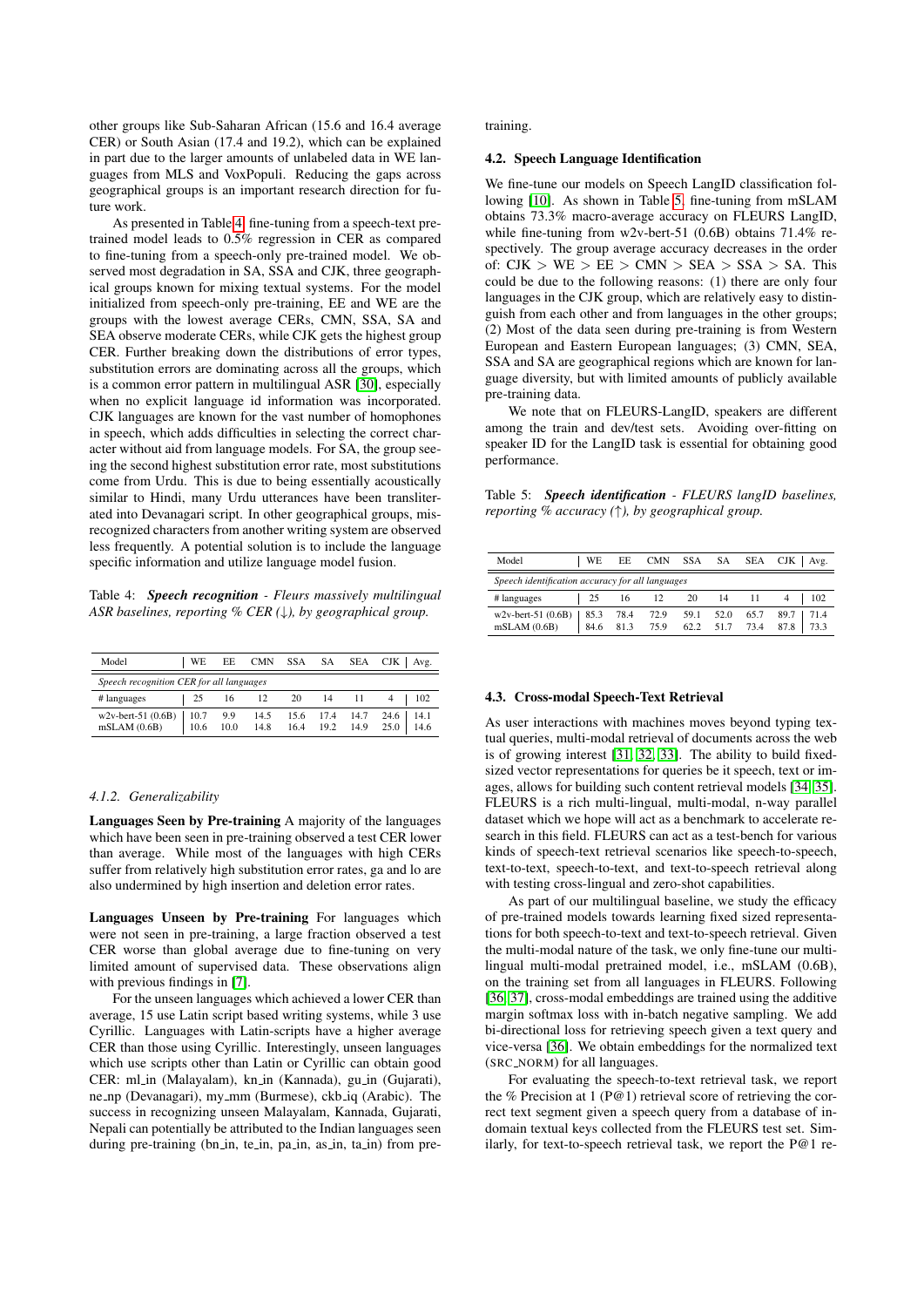other groups like Sub-Saharan African (15.6 and 16.4 average CER) or South Asian (17.4 and 19.2), which can be explained in part due to the larger amounts of unlabeled data in WE languages from MLS and VoxPopuli. Reducing the gaps across geographical groups is an important research direction for future work.

As presented in Table 4, fine-tuning from a speech-text pre-trained model leads to 0.5% regression in CER as compared to fine-tuning from a speech-only pre-trained model. We observed most degradation in SA, SSA and CJK, three geographical groups known for mixing textual systems. For the model initialized from speech-only pre-training, EE and WE are the groups with the lowest average CERs, CMN, SSA, SA and SEA observe moderate CERs, while CJK gets the highest group CER. Further breaking down the distributions of error types, substitution errors are dominating across all the groups, which is a common error pattern in multilingual ASR [30], especially when no explicit language id information was incorporated. CJK languages are known for the vast number of homophones in speech, which adds difficulties in selecting the correct character without aid from language models. For SA, the group seeing the second highest substitution error rate, most substitutions come from Urdu. This is due to being essentially acoustically similar to Hindi, many Urdu utterances have been transliterated into Devanagari script. In other geographical groups, misrecognized characters from another writing system are observed less frequently. A potential solution is to include the language specific information and utilize language model fusion.

Table 4: ***Speech recognition*** *- Fleurs massively multilingual ASR baselines, reporting % CER (↓), by geographical group.*

| Model | WE | EE | CMN | SSA | SA | SEA | CJK | Avg. |
|---|---|---|---|---|---|---|---|---|
| *Speech recognition CER for all languages* | | | | | | | | |
| # languages | 25 | 16 | 12 | 20 | 14 | 11 | 4 | 102 |
| w2v-bert-51 (0.6B) | 10.7 | 9.9 | 14.5 | 15.6 | 17.4 | 14.7 | 24.6 | 14.1 |
| mSLAM (0.6B) | 10.6 | 10.0 | 14.8 | 16.4 | 19.2 | 14.9 | 25.0 | 14.6 |

#### 4.1.2. Generalizability

**Languages Seen by Pre-training** A majority of the languages which have been seen in pre-training observed a test CER lower than average. While most of the languages with high CERs suffer from relatively high substitution error rates, ga and lo are also undermined by high insertion and deletion error rates.

**Languages Unseen by Pre-training** For languages which were not seen in pre-training, a large fraction observed a test CER worse than global average due to fine-tuning on very limited amount of supervised data. These observations align with previous findings in [7].

For the unseen languages which achieved a lower CER than average, 15 use Latin script based writing systems, while 3 use Cyrillic. Languages with Latin-scripts have a higher average CER than those using Cyrillic. Interestingly, unseen languages which use scripts other than Latin or Cyrillic can obtain good CER: ml_in (Malayalam), kn_in (Kannada), gu_in (Gujarati), ne_np (Devanagari), my_mm (Burmese), ckb_iq (Arabic). The success in recognizing unseen Malayalam, Kannada, Gujarati, Nepali can potentially be attributed to the Indian languages seen during pre-training (bn_in, te_in, pa_in, as_in, ta_in) from pre-training.

### 4.2. Speech Language Identification

We fine-tune our models on Speech LangID classification following [10]. As shown in Table 5, fine-tuning from mSLAM obtains 73.3% macro-average accuracy on FLEURS LangID, while fine-tuning from w2v-bert-51 (0.6B) obtains 71.4% respectively. The group average accuracy decreases in the order of: CJK > WE > EE > CMN > SEA > SSA > SA. This could be due to the following reasons: (1) there are only four languages in the CJK group, which are relatively easy to distinguish from each other and from languages in the other groups; (2) Most of the data seen during pre-training is from Western European and Eastern European languages; (3) CMN, SEA, SSA and SA are geographical regions which are known for language diversity, but with limited amounts of publicly available pre-training data.

We note that on FLEURS-LangID, speakers are different among the train and dev/test sets. Avoiding over-fitting on speaker ID for the LangID task is essential for obtaining good performance.

Table 5: ***Speech identification*** *- FLEURS langID baselines, reporting % accuracy (↑), by geographical group.*

| Model | WE | EE | CMN | SSA | SA | SEA | CJK | Avg. |
|---|---|---|---|---|---|---|---|---|
| *Speech identification accuracy for all languages* | | | | | | | | |
| # languages | 25 | 16 | 12 | 20 | 14 | 11 | 4 | 102 |
| w2v-bert-51 (0.6B) | 85.3 | 78.4 | 72.9 | 59.1 | 52.0 | 65.7 | 89.7 | 71.4 |
| mSLAM (0.6B) | 84.6 | 81.3 | 75.9 | 62.2 | 51.7 | 73.4 | 87.8 | 73.3 |

### 4.3. Cross-modal Speech-Text Retrieval

As user interactions with machines moves beyond typing textual queries, multi-modal retrieval of documents across the web is of growing interest [31, 32, 33]. The ability to build fixed-sized vector representations for queries be it speech, text or images, allows for building such content retrieval models [34, 35]. FLEURS is a rich multi-lingual, multi-modal, n-way parallel dataset which we hope will act as a benchmark to accelerate research in this field. FLEURS can act as a test-bench for various kinds of speech-text retrieval scenarios like speech-to-speech, text-to-text, speech-to-text, and text-to-speech retrieval along with testing cross-lingual and zero-shot capabilities.

As part of our multilingual baseline, we study the efficacy of pre-trained models towards learning fixed sized representations for both speech-to-text and text-to-speech retrieval. Given the multi-modal nature of the task, we only fine-tune our multilingual multi-modal pretrained model, i.e., mSLAM (0.6B), on the training set from all languages in FLEURS. Following [36, 37], cross-modal embeddings are trained using the additive margin softmax loss with in-batch negative sampling. We add bi-directional loss for retrieving speech given a text query and vice-versa [36]. We obtain embeddings for the normalized text (SRC_NORM) for all languages.

For evaluating the speech-to-text retrieval task, we report the % Precision at 1 (P@1) retrieval score of retrieving the correct text segment given a speech query from a database of in-domain textual keys collected from the FLEURS test set. Similarly, for text-to-speech retrieval task, we report the P@1 re-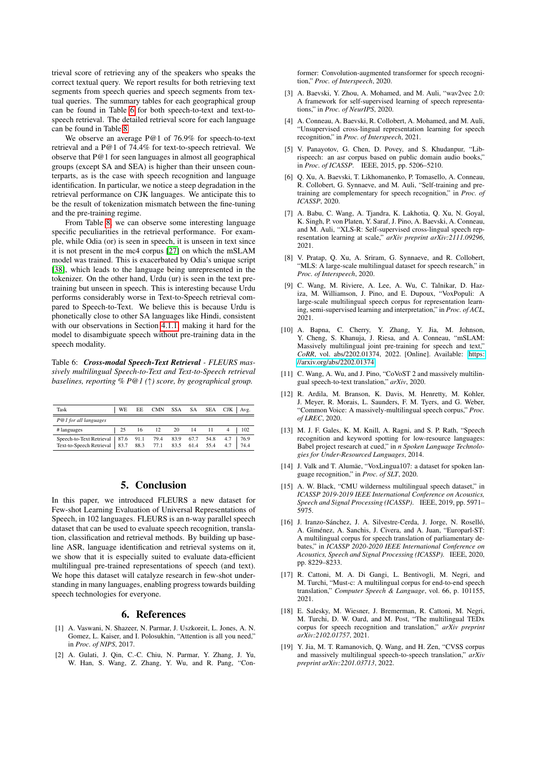trieval score of retrieving any of the speakers who speaks the correct textual query. We report results for both retrieving text segments from speech queries and speech segments from textual query. The summary tables for each geographical group can be found in Table 6 for both speech-to-text and text-to-speech retrieval. The detailed retrieval score for each language can be found in Table 8.

We observe an average P@1 of 76.9% for speech-to-text retrieval and a P@1 of 74.4% for text-to-speech retrieval. We observe that P@1 for seen languages in almost all geographical groups (except SA and SEA) is higher than their unseen counterparts, as is the case with speech recognition and language identification. In particular, we notice a steep degradation in the retrieval performance on CJK languages. We anticipate this to be the result of tokenization mismatch between the fine-tuning and the pre-training regime.

From Table 8, we can observe some interesting language specific peculiarities in the retrieval performance. For example, while Odia (or) is seen in speech, it is unseen in text since it is not present in the mc4 corpus [27] on which the mSLAM model was trained. This is exacerbated by Odia's unique script [38], which leads to the language being unrepresented in the tokenizer. On the other hand, Urdu (ur) is seen in the text pre-training but unseen in speech. This is interesting because Urdu performs considerably worse in Text-to-Speech retrieval compared to Speech-to-Text. We believe this is because Urdu is phonetically close to other SA languages like Hindi, consistent with our observations in Section 4.1.1, making it hard for the model to disambiguate speech without pre-training data in the speech modality.

Table 6: ***Cross-modal Speech-Text Retrieval*** *- FLEURS massively multilingual Speech-to-Text and Text-to-Speech retrieval baselines, reporting % P@1 (↑) score, by geographical group.*

| Task | WE | EE | CMN | SSA | SA | SEA | CJK | Avg. |
|---|---|---|---|---|---|---|---|---|
| *P@1 for all languages* | | | | | | | | |
| # languages | 25 | 16 | 12 | 20 | 14 | 11 | 4 | 102 |
| Speech-to-Text Retrieval | 87.6 | 91.1 | 79.4 | 83.9 | 67.7 | 54.8 | 4.7 | 76.9 |
| Text-to-Speech Retrieval | 83.7 | 88.3 | 77.1 | 83.5 | 61.4 | 55.4 | 4.7 | 74.4 |

## 5. Conclusion

In this paper, we introduced FLEURS a new dataset for Few-shot Learning Evaluation of Universal Representations of Speech, in 102 languages. FLEURS is an n-way parallel speech dataset that can be used to evaluate speech recognition, translation, classification and retrieval methods. By building up baseline ASR, language identification and retrieval systems on it, we show that it is especially suited to evaluate data-efficient multilingual pre-trained representations of speech (and text). We hope this dataset will catalyze research in few-shot understanding in many languages, enabling progress towards building speech technologies for everyone.

## 6. References

[1] A. Vaswani, N. Shazeer, N. Parmar, J. Uszkoreit, L. Jones, A. N. Gomez, L. Kaiser, and I. Polosukhin, "Attention is all you need," in *Proc. of NIPS*, 2017.

[2] A. Gulati, J. Qin, C.-C. Chiu, N. Parmar, Y. Zhang, J. Yu, W. Han, S. Wang, Z. Zhang, Y. Wu, and R. Pang, "Conformer: Convolution-augmented transformer for speech recognition," *Proc. of Interspeech*, 2020.

[3] A. Baevski, Y. Zhou, A. Mohamed, and M. Auli, "wav2vec 2.0: A framework for self-supervised learning of speech representations," in *Proc. of NeurIPS*, 2020.

[4] A. Conneau, A. Baevski, R. Collobert, A. Mohamed, and M. Auli, "Unsupervised cross-lingual representation learning for speech recognition," in *Proc. of Interspeech*, 2021.

[5] V. Panayotov, G. Chen, D. Povey, and S. Khudanpur, "Librispeech: an asr corpus based on public domain audio books," in *Proc. of ICASSP*. IEEE, 2015, pp. 5206–5210.

[6] Q. Xu, A. Baevski, T. Likhomanenko, P. Tomasello, A. Conneau, R. Collobert, G. Synnaeve, and M. Auli, "Self-training and pre-training are complementary for speech recognition," in *Proc. of ICASSP*, 2020.

[7] A. Babu, C. Wang, A. Tjandra, K. Lakhotia, Q. Xu, N. Goyal, K. Singh, P. von Platen, Y. Saraf, J. Pino, A. Baevski, A. Conneau, and M. Auli, "XLS-R: Self-supervised cross-lingual speech representation learning at scale," *arXiv preprint arXiv:2111.09296*, 2021.

[8] V. Pratap, Q. Xu, A. Sriram, G. Synnaeve, and R. Collobert, "MLS: A large-scale multilingual dataset for speech research," in *Proc. of Interspeech*, 2020.

[9] C. Wang, M. Riviere, A. Lee, A. Wu, C. Talnikar, D. Haziza, M. Williamson, J. Pino, and E. Dupoux, "VoxPopuli: A large-scale multilingual speech corpus for representation learning, semi-supervised learning and interpretation," in *Proc. of ACL*, 2021.

[10] A. Bapna, C. Cherry, Y. Zhang, Y. Jia, M. Johnson, Y. Cheng, S. Khanuja, J. Riesa, and A. Conneau, "mSLAM: Massively multilingual joint pre-training for speech and text," *CoRR*, vol. abs/2202.01374, 2022. [Online]. Available: https://arxiv.org/abs/2202.01374

[11] C. Wang, A. Wu, and J. Pino, "CoVoST 2 and massively multilingual speech-to-text translation," *arXiv*, 2020.

[12] R. Ardila, M. Branson, K. Davis, M. Henretty, M. Kohler, J. Meyer, R. Morais, L. Saunders, F. M. Tyers, and G. Weber, "Common Voice: A massively-multilingual speech corpus," *Proc. of LREC*, 2020.

[13] M. J. F. Gales, K. M. Knill, A. Ragni, and S. P. Rath, "Speech recognition and keyword spotting for low-resource languages: Babel project research at cued," in *n Spoken Language Technologies for Under-Resourced Languages*, 2014.

[14] J. Valk and T. Alumäe, "VoxLingua107: a dataset for spoken language recognition," in *Proc. of SLT*, 2020.

[15] A. W. Black, "CMU wilderness multilingual speech dataset," in *ICASSP 2019-2019 IEEE International Conference on Acoustics, Speech and Signal Processing (ICASSP)*. IEEE, 2019, pp. 5971–5975.

[16] J. Iranzo-Sánchez, J. A. Silvestre-Cerda, J. Jorge, N. Roselló, A. Giménez, A. Sanchis, J. Civera, and A. Juan, "Europarl-ST: A multilingual corpus for speech translation of parliamentary debates," in *ICASSP 2020-2020 IEEE International Conference on Acoustics, Speech and Signal Processing (ICASSP)*. IEEE, 2020, pp. 8229–8233.

[17] R. Cattoni, M. A. Di Gangi, L. Bentivogli, M. Negri, and M. Turchi, "Must-c: A multilingual corpus for end-to-end speech translation," *Computer Speech & Language*, vol. 66, p. 101155, 2021.

[18] E. Salesky, M. Wiesner, J. Bremerman, R. Cattoni, M. Negri, M. Turchi, D. W. Oard, and M. Post, "The multilingual TEDx corpus for speech recognition and translation," *arXiv preprint arXiv:2102.01757*, 2021.

[19] Y. Jia, M. T. Ramanovich, Q. Wang, and H. Zen, "CVSS corpus and massively multilingual speech-to-speech translation," *arXiv preprint arXiv:2201.03713*, 2022.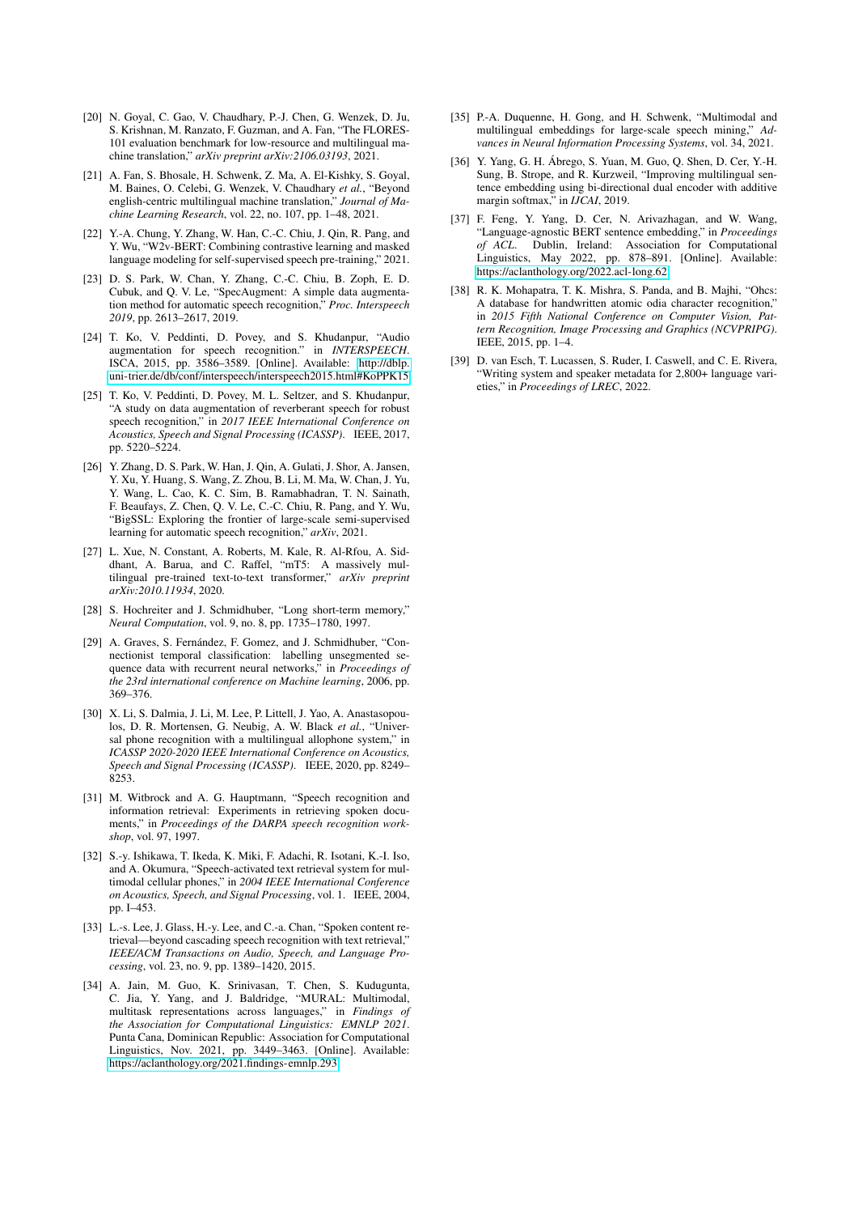[20] N. Goyal, C. Gao, V. Chaudhary, P.-J. Chen, G. Wenzek, D. Ju, S. Krishnan, M. Ranzato, F. Guzman, and A. Fan, "The FLORES-101 evaluation benchmark for low-resource and multilingual machine translation," *arXiv preprint arXiv:2106.03193*, 2021.

[21] A. Fan, S. Bhosale, H. Schwenk, Z. Ma, A. El-Kishky, S. Goyal, M. Baines, O. Celebi, G. Wenzek, V. Chaudhary *et al.*, "Beyond english-centric multilingual machine translation," *Journal of Machine Learning Research*, vol. 22, no. 107, pp. 1–48, 2021.

[22] Y.-A. Chung, Y. Zhang, W. Han, C.-C. Chiu, J. Qin, R. Pang, and Y. Wu, "W2v-BERT: Combining contrastive learning and masked language modeling for self-supervised speech pre-training," 2021.

[23] D. S. Park, W. Chan, Y. Zhang, C.-C. Chiu, B. Zoph, E. D. Cubuk, and Q. V. Le, "SpecAugment: A simple data augmentation method for automatic speech recognition," *Proc. Interspeech 2019*, pp. 2613–2617, 2019.

[24] T. Ko, V. Peddinti, D. Povey, and S. Khudanpur, "Audio augmentation for speech recognition." in *INTERSPEECH*. ISCA, 2015, pp. 3586–3589. [Online]. Available: http://dblp.uni-trier.de/db/conf/interspeech/interspeech2015.html#KoPPK15

[25] T. Ko, V. Peddinti, D. Povey, M. L. Seltzer, and S. Khudanpur, "A study on data augmentation of reverberant speech for robust speech recognition," in *2017 IEEE International Conference on Acoustics, Speech and Signal Processing (ICASSP)*. IEEE, 2017, pp. 5220–5224.

[26] Y. Zhang, D. S. Park, W. Han, J. Qin, A. Gulati, J. Shor, A. Jansen, Y. Xu, Y. Huang, S. Wang, Z. Zhou, B. Li, M. Ma, W. Chan, J. Yu, Y. Wang, L. Cao, K. C. Sim, B. Ramabhadran, T. N. Sainath, F. Beaufays, Z. Chen, Q. V. Le, C.-C. Chiu, R. Pang, and Y. Wu, "BigSSL: Exploring the frontier of large-scale semi-supervised learning for automatic speech recognition," *arXiv*, 2021.

[27] L. Xue, N. Constant, A. Roberts, M. Kale, R. Al-Rfou, A. Siddhant, A. Barua, and C. Raffel, "mT5: A massively multilingual pre-trained text-to-text transformer," *arXiv preprint arXiv:2010.11934*, 2020.

[28] S. Hochreiter and J. Schmidhuber, "Long short-term memory," *Neural Computation*, vol. 9, no. 8, pp. 1735–1780, 1997.

[29] A. Graves, S. Fernández, F. Gomez, and J. Schmidhuber, "Connectionist temporal classification: labelling unsegmented sequence data with recurrent neural networks," in *Proceedings of the 23rd international conference on Machine learning*, 2006, pp. 369–376.

[30] X. Li, S. Dalmia, J. Li, M. Lee, P. Littell, J. Yao, A. Anastasopoulos, D. R. Mortensen, G. Neubig, A. W. Black *et al.*, "Universal phone recognition with a multilingual allophone system," in *ICASSP 2020-2020 IEEE International Conference on Acoustics, Speech and Signal Processing (ICASSP)*. IEEE, 2020, pp. 8249–8253.

[31] M. Witbrock and A. G. Hauptmann, "Speech recognition and information retrieval: Experiments in retrieving spoken documents," in *Proceedings of the DARPA speech recognition workshop*, vol. 97, 1997.

[32] S.-y. Ishikawa, T. Ikeda, K. Miki, F. Adachi, R. Isotani, K.-I. Iso, and A. Okumura, "Speech-activated text retrieval system for multimodal cellular phones," in *2004 IEEE International Conference on Acoustics, Speech, and Signal Processing*, vol. 1. IEEE, 2004, pp. I–453.

[33] L.-s. Lee, J. Glass, H.-y. Lee, and C.-a. Chan, "Spoken content retrieval—beyond cascading speech recognition with text retrieval," *IEEE/ACM Transactions on Audio, Speech, and Language Processing*, vol. 23, no. 9, pp. 1389–1420, 2015.

[34] A. Jain, M. Guo, K. Srinivasan, T. Chen, S. Kudugunta, C. Jia, Y. Yang, and J. Baldridge, "MURAL: Multimodal, multitask representations across languages," in *Findings of the Association for Computational Linguistics: EMNLP 2021*. Punta Cana, Dominican Republic: Association for Computational Linguistics, Nov. 2021, pp. 3449–3463. [Online]. Available: https://aclanthology.org/2021.findings-emnlp.293

[35] P.-A. Duquenne, H. Gong, and H. Schwenk, "Multimodal and multilingual embeddings for large-scale speech mining," *Advances in Neural Information Processing Systems*, vol. 34, 2021.

[36] Y. Yang, G. H. Ábrego, S. Yuan, M. Guo, Q. Shen, D. Cer, Y.-H. Sung, B. Strope, and R. Kurzweil, "Improving multilingual sentence embedding using bi-directional dual encoder with additive margin softmax," in *IJCAI*, 2019.

[37] F. Feng, Y. Yang, D. Cer, N. Arivazhagan, and W. Wang, "Language-agnostic BERT sentence embedding," in *Proceedings of ACL*. Dublin, Ireland: Association for Computational Linguistics, May 2022, pp. 878–891. [Online]. Available: https://aclanthology.org/2022.acl-long.62

[38] R. K. Mohapatra, T. K. Mishra, S. Panda, and B. Majhi, "Ohcs: A database for handwritten atomic odia character recognition," in *2015 Fifth National Conference on Computer Vision, Pattern Recognition, Image Processing and Graphics (NCVPRIPG)*. IEEE, 2015, pp. 1–4.

[39] D. van Esch, T. Lucassen, S. Ruder, I. Caswell, and C. E. Rivera, "Writing system and speaker metadata for 2,800+ language varieties," in *Proceedings of LREC*, 2022.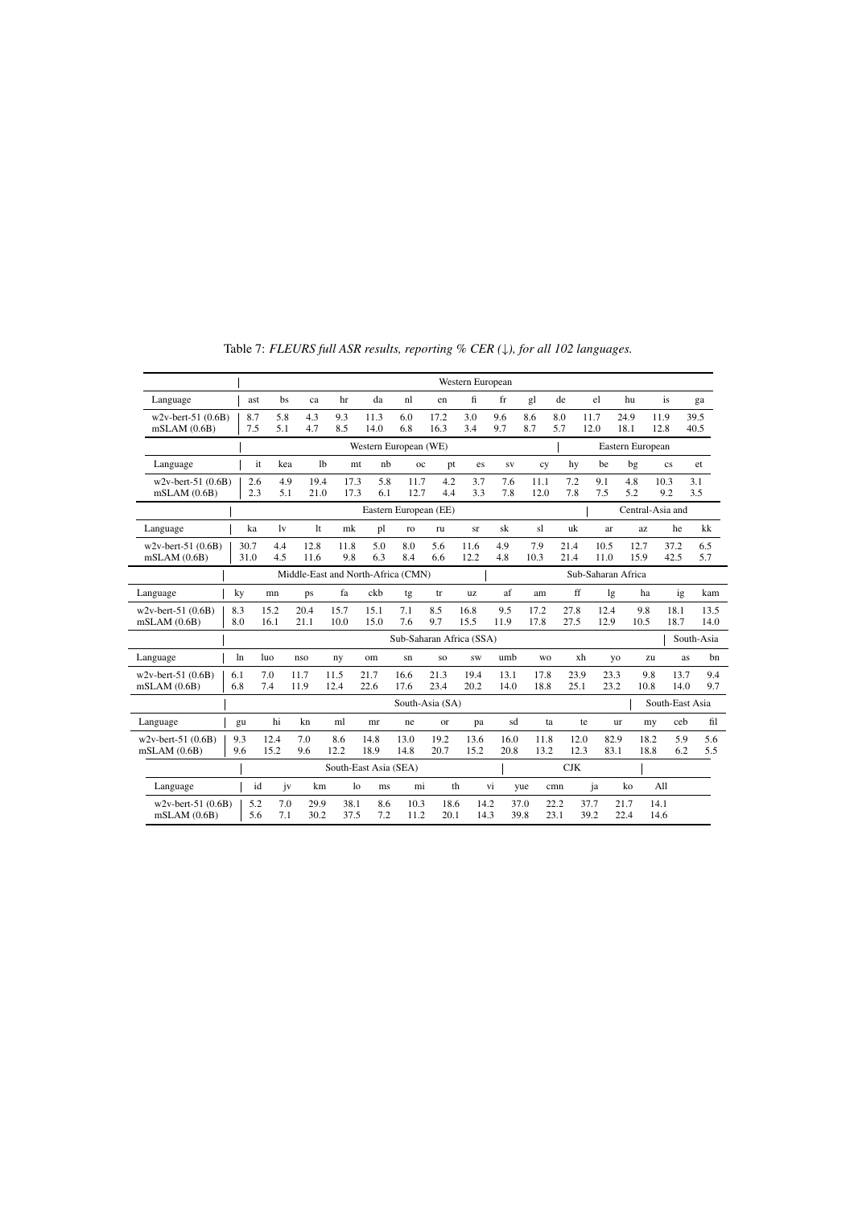Table 7: *FLEURS full ASR results, reporting % CER (↓), for all 102 languages.*

| | Western European | | | | | | | | | | | | | | |
|---|---|---|---|---|---|---|---|---|---|---|---|---|---|---|---|
| Language | ast | bs | ca | hr | da | nl | en | fi | fr | gl | de | el | hu | is | ga |
| w2v-bert-51 (0.6B) | 8.7 | 5.8 | 4.3 | 9.3 | 11.3 | 6.0 | 17.2 | 3.0 | 9.6 | 8.6 | 8.0 | 11.7 | 24.9 | 11.9 | 39.5 |
| mSLAM (0.6B) | 7.5 | 5.1 | 4.7 | 8.5 | 14.0 | 6.8 | 16.3 | 3.4 | 9.7 | 8.7 | 5.7 | 12.0 | 18.1 | 12.8 | 40.5 |

| | Western European (WE) | | | | | | | | | Eastern European | | | | | |
|---|---|---|---|---|---|---|---|---|---|---|---|---|---|---|---|
| Language | it | kea | lb | mt | nb | oc | pt | es | sv | cy | hy | be | bg | cs | et |
| w2v-bert-51 (0.6B) | 2.6 | 4.9 | 19.4 | 17.3 | 5.8 | 11.7 | 4.2 | 3.7 | 7.6 | 11.1 | 7.2 | 9.1 | 4.8 | 10.3 | 3.1 |
| mSLAM (0.6B) | 2.3 | 5.1 | 21.0 | 17.3 | 6.1 | 12.7 | 4.4 | 3.3 | 7.8 | 12.0 | 7.8 | 7.5 | 5.2 | 9.2 | 3.5 |

| | Eastern European (EE) | | | | | | | | | | | Central-Asia and | | | |
|---|---|---|---|---|---|---|---|---|---|---|---|---|---|---|---|
| Language | ka | lv | lt | mk | pl | ro | ru | sr | sk | sl | uk | ar | az | he | kk |
| w2v-bert-51 (0.6B) | 30.7 | 4.4 | 12.8 | 11.8 | 5.0 | 8.0 | 5.6 | 11.6 | 4.9 | 7.9 | 21.4 | 10.5 | 12.7 | 37.2 | 6.5 |
| mSLAM (0.6B) | 31.0 | 4.5 | 11.6 | 9.8 | 6.3 | 8.4 | 6.6 | 12.2 | 4.8 | 10.3 | 21.4 | 11.0 | 15.9 | 42.5 | 5.7 |

| | Middle-East and North-Africa (CMN) | | | | | | | | Sub-Saharan Africa | | | | | | |
|---|---|---|---|---|---|---|---|---|---|---|---|---|---|---|---|
| Language | ky | mn | ps | fa | ckb | tg | tr | uz | af | am | ff | lg | ha | ig | kam |
| w2v-bert-51 (0.6B) | 8.3 | 15.2 | 20.4 | 15.7 | 15.1 | 7.1 | 8.5 | 16.8 | 9.5 | 17.2 | 27.8 | 12.4 | 9.8 | 18.1 | 13.5 |
| mSLAM (0.6B) | 8.0 | 16.1 | 21.1 | 10.0 | 15.0 | 7.6 | 9.7 | 15.5 | 11.9 | 17.8 | 27.5 | 12.9 | 10.5 | 18.7 | 14.0 |

| | Sub-Saharan Africa (SSA) | | | | | | | | | | | | | South-Asia | |
|---|---|---|---|---|---|---|---|---|---|---|---|---|---|---|---|
| Language | ln | luo | nso | ny | om | sn | so | sw | umb | wo | xh | yo | zu | as | bn |
| w2v-bert-51 (0.6B) | 6.1 | 7.0 | 11.7 | 11.5 | 21.7 | 16.6 | 21.3 | 19.4 | 13.1 | 17.8 | 23.9 | 23.3 | 9.8 | 13.7 | 9.4 |
| mSLAM (0.6B) | 6.8 | 7.4 | 11.9 | 12.4 | 22.6 | 17.6 | 23.4 | 20.2 | 14.0 | 18.8 | 25.1 | 23.2 | 10.8 | 14.0 | 9.7 |

| | South-Asia (SA) | | | | | | | | | | | | South-East Asia | | |
|---|---|---|---|---|---|---|---|---|---|---|---|---|---|---|---|
| Language | gu | hi | kn | ml | mr | ne | or | pa | sd | ta | te | ur | my | ceb | fil |
| w2v-bert-51 (0.6B) | 9.3 | 12.4 | 7.0 | 8.6 | 14.8 | 13.0 | 19.2 | 13.6 | 16.0 | 11.8 | 12.0 | 82.9 | 18.2 | 5.9 | 5.6 |
| mSLAM (0.6B) | 9.6 | 15.2 | 9.6 | 12.2 | 18.9 | 14.8 | 20.7 | 15.2 | 20.8 | 13.2 | 12.3 | 83.1 | 18.8 | 6.2 | 5.5 |

| | South-East Asia (SEA) | | | | | | | | CJK | | | | |
|---|---|---|---|---|---|---|---|---|---|---|---|---|---|
| Language | id | jv | km | lo | ms | mi | th | vi | yue | cmn | ja | ko | All |
| w2v-bert-51 (0.6B) | 5.2 | 7.0 | 29.9 | 38.1 | 8.6 | 10.3 | 18.6 | 14.2 | 37.0 | 22.2 | 37.7 | 21.7 | 14.1 |
| mSLAM (0.6B) | 5.6 | 7.1 | 30.2 | 37.5 | 7.2 | 11.2 | 20.1 | 14.3 | 39.8 | 23.1 | 39.2 | 22.4 | 14.6 |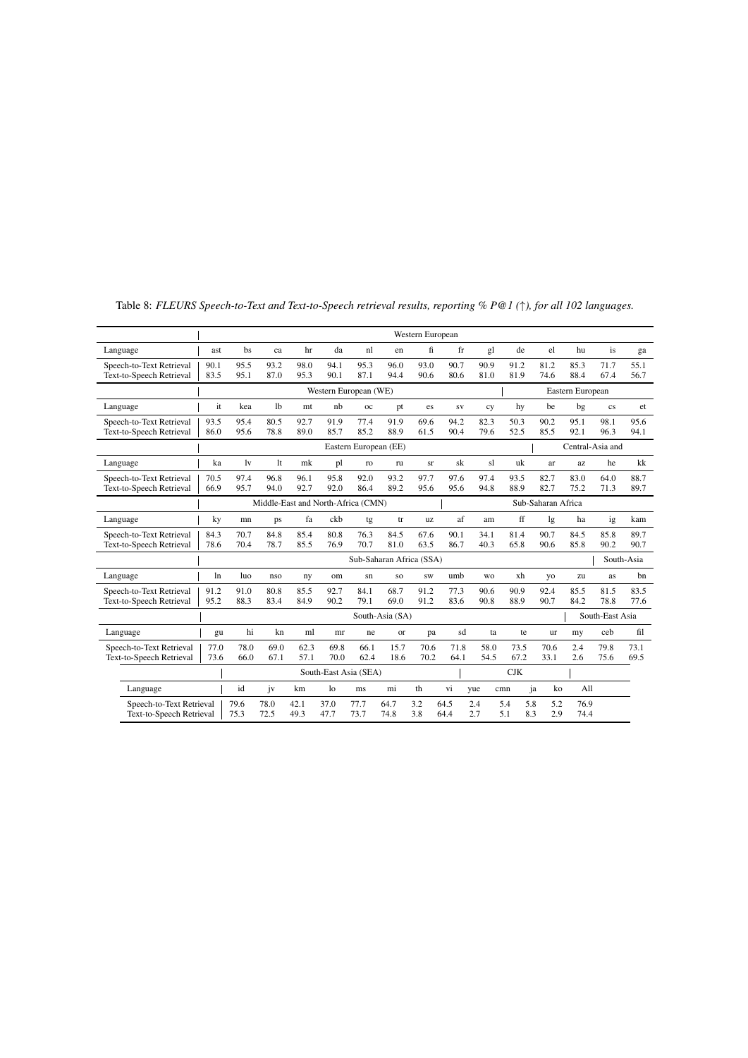Table 8: *FLEURS Speech-to-Text and Text-to-Speech retrieval results, reporting % P@1 (↑), for all 102 languages.*

| | Western European | | | | | | | | | | | | | | |
|---|---|---|---|---|---|---|---|---|---|---|---|---|---|---|---|
| Language | ast | bs | ca | hr | da | nl | en | fi | fr | gl | de | el | hu | is | ga |
| Speech-to-Text Retrieval | 90.1 | 95.5 | 93.2 | 98.0 | 94.1 | 95.3 | 96.0 | 93.0 | 90.7 | 90.9 | 91.2 | 81.2 | 85.3 | 71.7 | 55.1 |
| Text-to-Speech Retrieval | 83.5 | 95.1 | 87.0 | 95.3 | 90.1 | 87.1 | 94.4 | 90.6 | 80.6 | 81.0 | 81.9 | 74.6 | 88.4 | 67.4 | 56.7 |

| | Western European (WE) | | | | | | | | | | Eastern European | | | | |
|---|---|---|---|---|---|---|---|---|---|---|---|---|---|---|---|
| Language | it | kea | lb | mt | nb | oc | pt | es | sv | cy | hy | be | bg | cs | et |
| Speech-to-Text Retrieval | 93.5 | 95.4 | 80.5 | 92.7 | 91.9 | 77.4 | 91.9 | 69.6 | 94.2 | 82.3 | 50.3 | 90.2 | 95.1 | 98.1 | 95.6 |
| Text-to-Speech Retrieval | 86.0 | 95.6 | 78.8 | 89.0 | 85.7 | 85.2 | 88.9 | 61.5 | 90.4 | 79.6 | 52.5 | 85.5 | 92.1 | 96.3 | 94.1 |

| | Eastern European (EE) | | | | | | | | | | | Central-Asia and | | | |
|---|---|---|---|---|---|---|---|---|---|---|---|---|---|---|---|
| Language | ka | lv | lt | mk | pl | ro | ru | sr | sk | sl | uk | ar | az | he | kk |
| Speech-to-Text Retrieval | 70.5 | 97.4 | 96.8 | 96.1 | 95.8 | 92.0 | 93.2 | 97.7 | 97.6 | 97.4 | 93.5 | 82.7 | 83.0 | 64.0 | 88.7 |
| Text-to-Speech Retrieval | 66.9 | 95.7 | 94.0 | 92.7 | 92.0 | 86.4 | 89.2 | 95.6 | 95.6 | 94.8 | 88.9 | 82.7 | 75.2 | 71.3 | 89.7 |

| | Middle-East and North-Africa (CMN) | | | | | | | | Sub-Saharan Africa | | | | | | |
|---|---|---|---|---|---|---|---|---|---|---|---|---|---|---|---|
| Language | ky | mn | ps | fa | ckb | tg | tr | uz | af | am | ff | lg | ha | ig | kam |
| Speech-to-Text Retrieval | 84.3 | 70.7 | 84.8 | 85.4 | 80.8 | 76.3 | 84.5 | 67.6 | 90.1 | 34.1 | 81.4 | 90.7 | 84.5 | 85.8 | 89.7 |
| Text-to-Speech Retrieval | 78.6 | 70.4 | 78.7 | 85.5 | 76.9 | 70.7 | 81.0 | 63.5 | 86.7 | 40.3 | 65.8 | 90.6 | 85.8 | 90.2 | 90.7 |

| | Sub-Saharan Africa (SSA) | | | | | | | | | | | | | South-Asia | |
|---|---|---|---|---|---|---|---|---|---|---|---|---|---|---|---|
| Language | ln | luo | nso | ny | om | sn | so | sw | umb | wo | xh | yo | zu | as | bn |
| Speech-to-Text Retrieval | 91.2 | 91.0 | 80.8 | 85.5 | 92.7 | 84.1 | 68.7 | 91.2 | 77.3 | 90.6 | 90.9 | 92.4 | 85.5 | 81.5 | 83.5 |
| Text-to-Speech Retrieval | 95.2 | 88.3 | 83.4 | 84.9 | 90.2 | 79.1 | 69.0 | 91.2 | 83.6 | 90.8 | 88.9 | 90.7 | 84.2 | 78.8 | 77.6 |

| | South-Asia (SA) | | | | | | | | | | | South-East Asia | | |
|---|---|---|---|---|---|---|---|---|---|---|---|---|---|---|
| Language | gu | hi | kn | ml | mr | ne | or | pa | sd | ta | te | ur | my | ceb | fil |
| Speech-to-Text Retrieval | 77.0 | 78.0 | 69.0 | 62.3 | 69.8 | 66.1 | 15.7 | 70.6 | 71.8 | 58.0 | 73.5 | 70.6 | 2.4 | 79.8 | 73.1 |
| Text-to-Speech Retrieval | 73.6 | 66.0 | 67.1 | 57.1 | 70.0 | 62.4 | 18.6 | 70.2 | 64.1 | 54.5 | 67.2 | 33.1 | 2.6 | 75.6 | 69.5 |

| | South-East Asia (SEA) | | | | | | | | CJK | | | | |
|---|---|---|---|---|---|---|---|---|---|---|---|---|---|
| Language | id | jv | km | lo | ms | mi | th | vi | yue | cmn | ja | ko | All |
| Speech-to-Text Retrieval | 79.6 | 78.0 | 42.1 | 37.0 | 77.7 | 64.7 | 3.2 | 64.5 | 2.4 | 5.4 | 5.8 | 5.2 | 76.9 |
| Text-to-Speech Retrieval | 75.3 | 72.5 | 49.3 | 47.7 | 73.7 | 74.8 | 3.8 | 64.4 | 2.7 | 5.1 | 8.3 | 2.9 | 74.4 |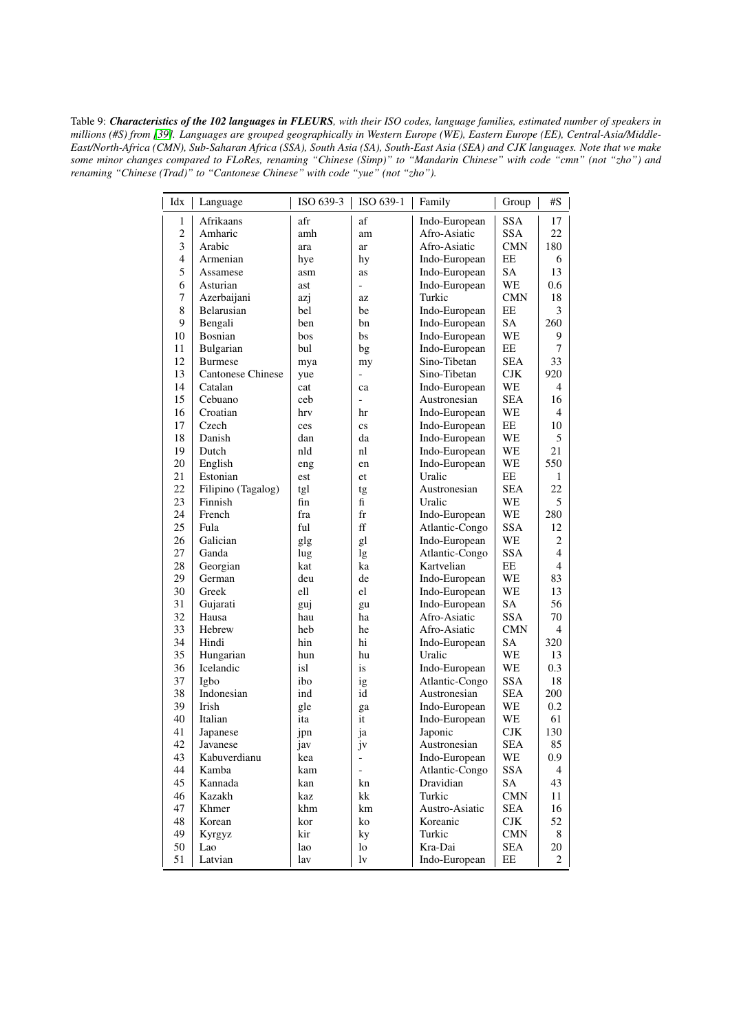Table 9: ***Characteristics of the 102 languages in FLEURS**, with their ISO codes, language families, estimated number of speakers in millions (#S) from [39]. Languages are grouped geographically in Western Europe (WE), Eastern Europe (EE), Central-Asia/Middle-East/North-Africa (CMN), Sub-Saharan Africa (SSA), South Asia (SA), South-East Asia (SEA) and CJK languages. Note that we make some minor changes compared to FLoRes, renaming "Chinese (Simp)" to "Mandarin Chinese" with code "cmn" (not "zho") and renaming "Chinese (Trad)" to "Cantonese Chinese" with code "yue" (not "zho").*

| Idx | Language | ISO 639-3 | ISO 639-1 | Family | Group | #S |
|---|---|---|---|---|---|---|
| 1 | Afrikaans | afr | af | Indo-European | SSA | 17 |
| 2 | Amharic | amh | am | Afro-Asiatic | SSA | 22 |
| 3 | Arabic | ara | ar | Afro-Asiatic | CMN | 180 |
| 4 | Armenian | hye | hy | Indo-European | EE | 6 |
| 5 | Assamese | asm | as | Indo-European | SA | 13 |
| 6 | Asturian | ast | - | Indo-European | WE | 0.6 |
| 7 | Azerbaijani | azj | az | Turkic | CMN | 18 |
| 8 | Belarusian | bel | be | Indo-European | EE | 3 |
| 9 | Bengali | ben | bn | Indo-European | SA | 260 |
| 10 | Bosnian | bos | bs | Indo-European | WE | 9 |
| 11 | Bulgarian | bul | bg | Indo-European | EE | 7 |
| 12 | Burmese | mya | my | Sino-Tibetan | SEA | 33 |
| 13 | Cantonese Chinese | yue | - | Sino-Tibetan | CJK | 920 |
| 14 | Catalan | cat | ca | Indo-European | WE | 4 |
| 15 | Cebuano | ceb | - | Austronesian | SEA | 16 |
| 16 | Croatian | hrv | hr | Indo-European | WE | 4 |
| 17 | Czech | ces | cs | Indo-European | EE | 10 |
| 18 | Danish | dan | da | Indo-European | WE | 5 |
| 19 | Dutch | nld | nl | Indo-European | WE | 21 |
| 20 | English | eng | en | Indo-European | WE | 550 |
| 21 | Estonian | est | et | Uralic | EE | 1 |
| 22 | Filipino (Tagalog) | tgl | tg | Austronesian | SEA | 22 |
| 23 | Finnish | fin | fi | Uralic | WE | 5 |
| 24 | French | fra | fr | Indo-European | WE | 280 |
| 25 | Fula | ful | ff | Atlantic-Congo | SSA | 12 |
| 26 | Galician | glg | gl | Indo-European | WE | 2 |
| 27 | Ganda | lug | lg | Atlantic-Congo | SSA | 4 |
| 28 | Georgian | kat | ka | Kartvelian | EE | 4 |
| 29 | German | deu | de | Indo-European | WE | 83 |
| 30 | Greek | ell | el | Indo-European | WE | 13 |
| 31 | Gujarati | guj | gu | Indo-European | SA | 56 |
| 32 | Hausa | hau | ha | Afro-Asiatic | SSA | 70 |
| 33 | Hebrew | heb | he | Afro-Asiatic | CMN | 4 |
| 34 | Hindi | hin | hi | Indo-European | SA | 320 |
| 35 | Hungarian | hun | hu | Uralic | WE | 13 |
| 36 | Icelandic | isl | is | Indo-European | WE | 0.3 |
| 37 | Igbo | ibo | ig | Atlantic-Congo | SSA | 18 |
| 38 | Indonesian | ind | id | Austronesian | SEA | 200 |
| 39 | Irish | gle | ga | Indo-European | WE | 0.2 |
| 40 | Italian | ita | it | Indo-European | WE | 61 |
| 41 | Japanese | jpn | ja | Japonic | CJK | 130 |
| 42 | Javanese | jav | jv | Austronesian | SEA | 85 |
| 43 | Kabuverdianu | kea | - | Indo-European | WE | 0.9 |
| 44 | Kamba | kam | - | Atlantic-Congo | SSA | 4 |
| 45 | Kannada | kan | kn | Dravidian | SA | 43 |
| 46 | Kazakh | kaz | kk | Turkic | CMN | 11 |
| 47 | Khmer | khm | km | Austro-Asiatic | SEA | 16 |
| 48 | Korean | kor | ko | Koreanic | CJK | 52 |
| 49 | Kyrgyz | kir | ky | Turkic | CMN | 8 |
| 50 | Lao | lao | lo | Kra-Dai | SEA | 20 |
| 51 | Latvian | lav | lv | Indo-European | EE | 2 |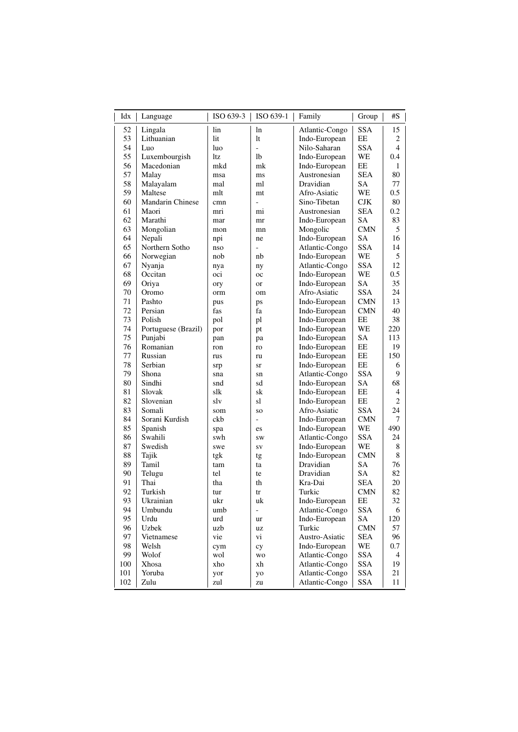| Idx | Language | ISO 639-3 | ISO 639-1 | Family | Group | #S |
|---|---|---|---|---|---|---|
| 52 | Lingala | lin | ln | Atlantic-Congo | SSA | 15 |
| 53 | Lithuanian | lit | lt | Indo-European | EE | 2 |
| 54 | Luo | luo | - | Nilo-Saharan | SSA | 4 |
| 55 | Luxembourgish | ltz | lb | Indo-European | WE | 0.4 |
| 56 | Macedonian | mkd | mk | Indo-European | EE | 1 |
| 57 | Malay | msa | ms | Austronesian | SEA | 80 |
| 58 | Malayalam | mal | ml | Dravidian | SA | 77 |
| 59 | Maltese | mlt | mt | Afro-Asiatic | WE | 0.5 |
| 60 | Mandarin Chinese | cmn | - | Sino-Tibetan | CJK | 80 |
| 61 | Maori | mri | mi | Austronesian | SEA | 0.2 |
| 62 | Marathi | mar | mr | Indo-European | SA | 83 |
| 63 | Mongolian | mon | mn | Mongolic | CMN | 5 |
| 64 | Nepali | npi | ne | Indo-European | SA | 16 |
| 65 | Northern Sotho | nso | - | Atlantic-Congo | SSA | 14 |
| 66 | Norwegian | nob | nb | Indo-European | WE | 5 |
| 67 | Nyanja | nya | ny | Atlantic-Congo | SSA | 12 |
| 68 | Occitan | oci | oc | Indo-European | WE | 0.5 |
| 69 | Oriya | ory | or | Indo-European | SA | 35 |
| 70 | Oromo | orm | om | Afro-Asiatic | SSA | 24 |
| 71 | Pashto | pus | ps | Indo-European | CMN | 13 |
| 72 | Persian | fas | fa | Indo-European | CMN | 40 |
| 73 | Polish | pol | pl | Indo-European | EE | 38 |
| 74 | Portuguese (Brazil) | por | pt | Indo-European | WE | 220 |
| 75 | Punjabi | pan | pa | Indo-European | SA | 113 |
| 76 | Romanian | ron | ro | Indo-European | EE | 19 |
| 77 | Russian | rus | ru | Indo-European | EE | 150 |
| 78 | Serbian | srp | sr | Indo-European | EE | 6 |
| 79 | Shona | sna | sn | Atlantic-Congo | SSA | 9 |
| 80 | Sindhi | snd | sd | Indo-European | SA | 68 |
| 81 | Slovak | slk | sk | Indo-European | EE | 4 |
| 82 | Slovenian | slv | sl | Indo-European | EE | 2 |
| 83 | Somali | som | so | Afro-Asiatic | SSA | 24 |
| 84 | Sorani Kurdish | ckb | - | Indo-European | CMN | 7 |
| 85 | Spanish | spa | es | Indo-European | WE | 490 |
| 86 | Swahili | swh | sw | Atlantic-Congo | SSA | 24 |
| 87 | Swedish | swe | sv | Indo-European | WE | 8 |
| 88 | Tajik | tgk | tg | Indo-European | CMN | 8 |
| 89 | Tamil | tam | ta | Dravidian | SA | 76 |
| 90 | Telugu | tel | te | Dravidian | SA | 82 |
| 91 | Thai | tha | th | Kra-Dai | SEA | 20 |
| 92 | Turkish | tur | tr | Turkic | CMN | 82 |
| 93 | Ukrainian | ukr | uk | Indo-European | EE | 32 |
| 94 | Umbundu | umb | - | Atlantic-Congo | SSA | 6 |
| 95 | Urdu | urd | ur | Indo-European | SA | 120 |
| 96 | Uzbek | uzb | uz | Turkic | CMN | 57 |
| 97 | Vietnamese | vie | vi | Austro-Asiatic | SEA | 96 |
| 98 | Welsh | cym | cy | Indo-European | WE | 0.7 |
| 99 | Wolof | wol | wo | Atlantic-Congo | SSA | 4 |
| 100 | Xhosa | xho | xh | Atlantic-Congo | SSA | 19 |
| 101 | Yoruba | yor | yo | Atlantic-Congo | SSA | 21 |
| 102 | Zulu | zul | zu | Atlantic-Congo | SSA | 11 |